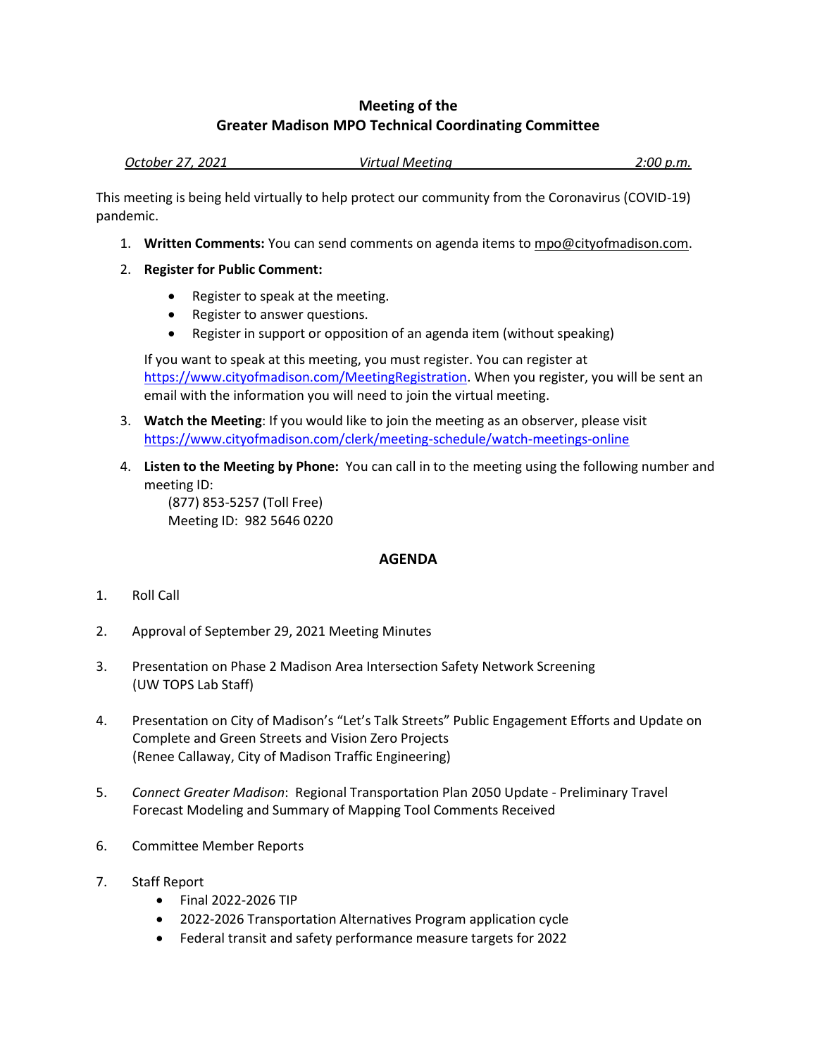# Meeting of the
# Greater Madison MPO Technical Coordinating Committee

*October 27, 2021* *Virtual Meeting* *2:00 p.m.*

This meeting is being held virtually to help protect our community from the Coronavirus (COVID-19) pandemic.

1. **Written Comments:** You can send comments on agenda items to mpo@cityofmadison.com.
2. **Register for Public Comment:**
   - Register to speak at the meeting.
   - Register to answer questions.
   - Register in support or opposition of an agenda item (without speaking)

   If you want to speak at this meeting, you must register. You can register at https://www.cityofmadison.com/MeetingRegistration. When you register, you will be sent an email with the information you will need to join the virtual meeting.
3. **Watch the Meeting**: If you would like to join the meeting as an observer, please visit https://www.cityofmadison.com/clerk/meeting-schedule/watch-meetings-online
4. **Listen to the Meeting by Phone:** You can call in to the meeting using the following number and meeting ID:
   (877) 853-5257 (Toll Free)
   Meeting ID: 982 5646 0220

## AGENDA

1. Roll Call
2. Approval of September 29, 2021 Meeting Minutes
3. Presentation on Phase 2 Madison Area Intersection Safety Network Screening
   (UW TOPS Lab Staff)
4. Presentation on City of Madison's "Let's Talk Streets" Public Engagement Efforts and Update on Complete and Green Streets and Vision Zero Projects
   (Renee Callaway, City of Madison Traffic Engineering)
5. *Connect Greater Madison*: Regional Transportation Plan 2050 Update - Preliminary Travel Forecast Modeling and Summary of Mapping Tool Comments Received
6. Committee Member Reports
7. Staff Report
   - Final 2022-2026 TIP
   - 2022-2026 Transportation Alternatives Program application cycle
   - Federal transit and safety performance measure targets for 2022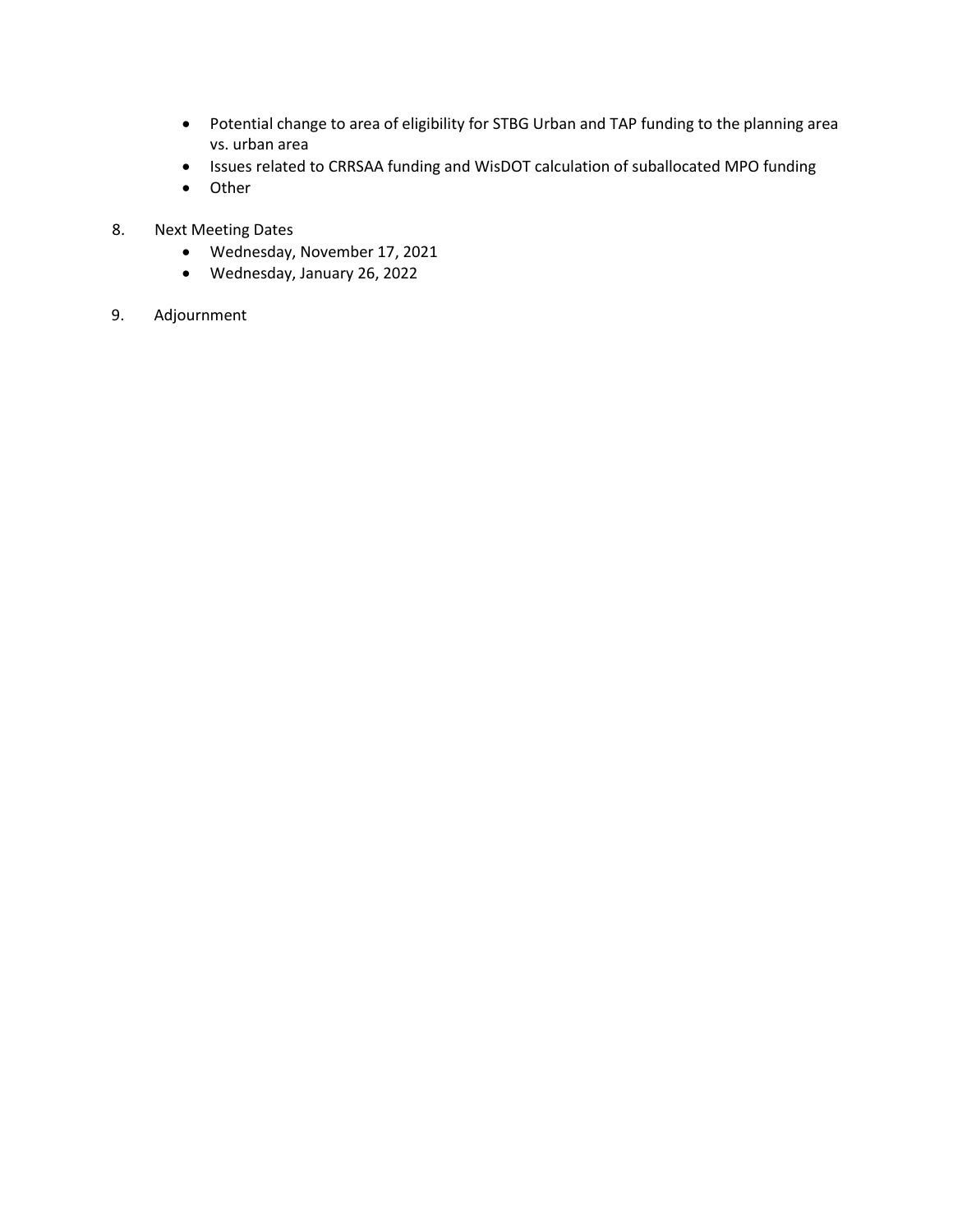- Potential change to area of eligibility for STBG Urban and TAP funding to the planning area vs. urban area
- Issues related to CRRSAA funding and WisDOT calculation of suballocated MPO funding
- Other

8. Next Meeting Dates
   - Wednesday, November 17, 2021
   - Wednesday, January 26, 2022

9. Adjournment